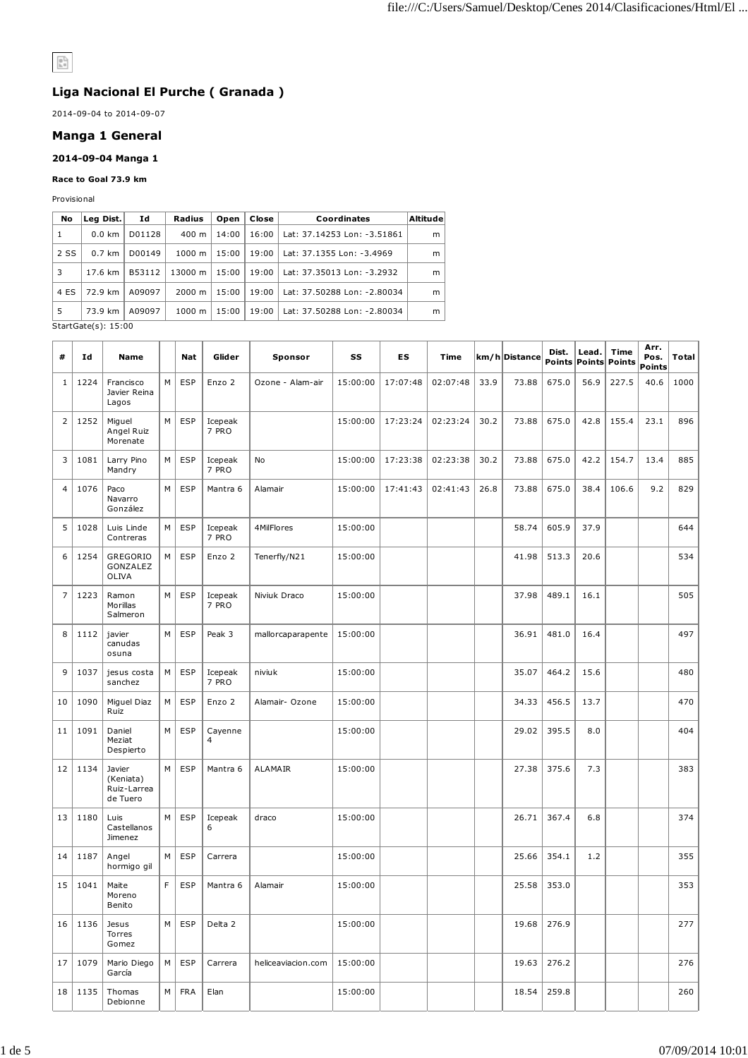## Liga Nacional El Purche ( Granada )

2014-09-04 to 2014-09-07

## Manga 1 General

### 2014-09-04 Manga 1

**Race to Goal 73.9 km**

Provisional

| No | Leg Dist. | Id | Radius | Open | Close | Coordinates | Altitude |
|---|---|---|---|---|---|---|---|
| 1 | 0.0 km | D01128 | 400 m | 14:00 | 16:00 | Lat: 37.14253 Lon: -3.51861 | m |
| 2 SS | 0.7 km | D00149 | 1000 m | 15:00 | 19:00 | Lat: 37.1355 Lon: -3.4969 | m |
| 3 | 17.6 km | B53112 | 13000 m | 15:00 | 19:00 | Lat: 37.35013 Lon: -3.2932 | m |
| 4 ES | 72.9 km | A09097 | 2000 m | 15:00 | 19:00 | Lat: 37.50288 Lon: -2.80034 | m |
| 5 | 73.9 km | A09097 | 1000 m | 15:00 | 19:00 | Lat: 37.50288 Lon: -2.80034 | m |

StartGate(s): 15:00

| # | Id | Name | | Nat | Glider | Sponsor | SS | ES | Time | km/h | Distance | Dist. Points | Lead. Points | Time Points | Arr. Pos. Points | Total |
|---|---|---|---|---|---|---|---|---|---|---|---|---|---|---|---|---|
| 1 | 1224 | Francisco Javier Reina Lagos | M | ESP | Enzo 2 | Ozone - Alam-air | 15:00:00 | 17:07:48 | 02:07:48 | 33.9 | 73.88 | 675.0 | 56.9 | 227.5 | 40.6 | 1000 |
| 2 | 1252 | Miguel Angel Ruiz Morenate | M | ESP | Icepeak 7 PRO | | 15:00:00 | 17:23:24 | 02:23:24 | 30.2 | 73.88 | 675.0 | 42.8 | 155.4 | 23.1 | 896 |
| 3 | 1081 | Larry Pino Mandry | M | ESP | Icepeak 7 PRO | No | 15:00:00 | 17:23:38 | 02:23:38 | 30.2 | 73.88 | 675.0 | 42.2 | 154.7 | 13.4 | 885 |
| 4 | 1076 | Paco Navarro González | M | ESP | Mantra 6 | Alamair | 15:00:00 | 17:41:43 | 02:41:43 | 26.8 | 73.88 | 675.0 | 38.4 | 106.6 | 9.2 | 829 |
| 5 | 1028 | Luis Linde Contreras | M | ESP | Icepeak 7 PRO | 4MilFlores | 15:00:00 | | | | 58.74 | 605.9 | 37.9 | | | 644 |
| 6 | 1254 | GREGORIO GONZALEZ OLIVA | M | ESP | Enzo 2 | Tenerfly/N21 | 15:00:00 | | | | 41.98 | 513.3 | 20.6 | | | 534 |
| 7 | 1223 | Ramon Morillas Salmeron | M | ESP | Icepeak 7 PRO | Niviuk Draco | 15:00:00 | | | | 37.98 | 489.1 | 16.1 | | | 505 |
| 8 | 1112 | javier canudas osuna | M | ESP | Peak 3 | mallorcaparapente | 15:00:00 | | | | 36.91 | 481.0 | 16.4 | | | 497 |
| 9 | 1037 | jesus costa sanchez | M | ESP | Icepeak 7 PRO | niviuk | 15:00:00 | | | | 35.07 | 464.2 | 15.6 | | | 480 |
| 10 | 1090 | Miguel Diaz Ruiz | M | ESP | Enzo 2 | Alamair- Ozone | 15:00:00 | | | | 34.33 | 456.5 | 13.7 | | | 470 |
| 11 | 1091 | Daniel Meziat Despierto | M | ESP | Cayenne 4 | | 15:00:00 | | | | 29.02 | 395.5 | 8.0 | | | 404 |
| 12 | 1134 | Javier (Keniata) Ruiz-Larrea de Tuero | M | ESP | Mantra 6 | ALAMAIR | 15:00:00 | | | | 27.38 | 375.6 | 7.3 | | | 383 |
| 13 | 1180 | Luis Castellanos Jimenez | M | ESP | Icepeak 6 | draco | 15:00:00 | | | | 26.71 | 367.4 | 6.8 | | | 374 |
| 14 | 1187 | Angel hormigo gil | M | ESP | Carrera | | 15:00:00 | | | | 25.66 | 354.1 | 1.2 | | | 355 |
| 15 | 1041 | Maite Moreno Benito | F | ESP | Mantra 6 | Alamair | 15:00:00 | | | | 25.58 | 353.0 | | | | 353 |
| 16 | 1136 | Jesus Torres Gomez | M | ESP | Delta 2 | | 15:00:00 | | | | 19.68 | 276.9 | | | | 277 |
| 17 | 1079 | Mario Diego García | M | ESP | Carrera | heliceaviacion.com | 15:00:00 | | | | 19.63 | 276.2 | | | | 276 |
| 18 | 1135 | Thomas Debionne | M | FRA | Elan | | 15:00:00 | | | | 18.54 | 259.8 | | | | 260 |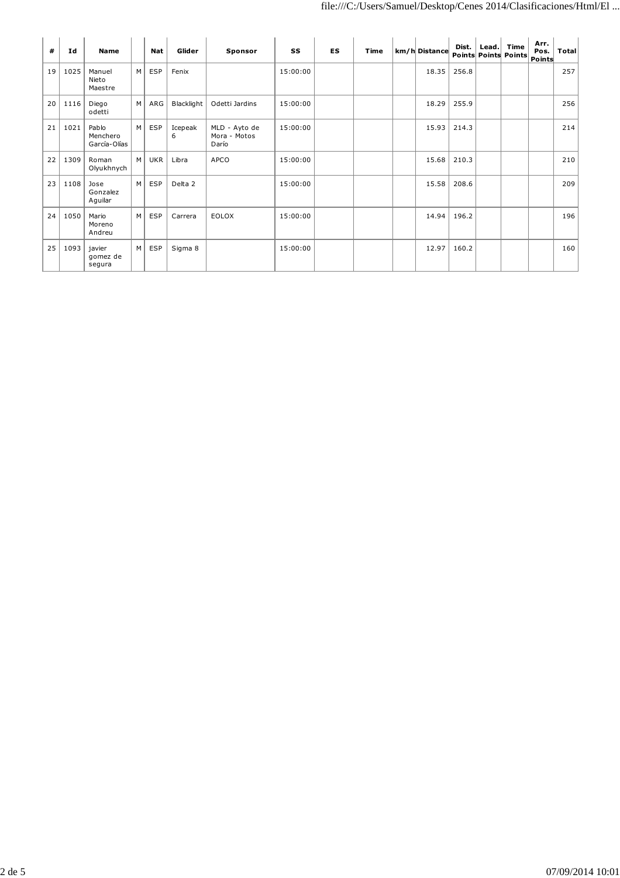| # | Id | Name | | Nat | Glider | Sponsor | SS | ES | Time | km/h | Distance | Dist. Points | Lead. Points | Time Points | Arr. Pos. Points | Total |
|---|---|---|---|---|---|---|---|---|---|---|---|---|---|---|---|---|
| 19 | 1025 | Manuel Nieto Maestre | M | ESP | Fenix | | 15:00:00 | | | | 18.35 | 256.8 | | | | 257 |
| 20 | 1116 | Diego odetti | M | ARG | Blacklight | Odetti Jardins | 15:00:00 | | | | 18.29 | 255.9 | | | | 256 |
| 21 | 1021 | Pablo Menchero García-Olías | M | ESP | Icepeak 6 | MLD - Ayto de Mora - Motos Darío | 15:00:00 | | | | 15.93 | 214.3 | | | | 214 |
| 22 | 1309 | Roman Olyukhnych | M | UKR | Libra | APCO | 15:00:00 | | | | 15.68 | 210.3 | | | | 210 |
| 23 | 1108 | Jose Gonzalez Aguilar | M | ESP | Delta 2 | | 15:00:00 | | | | 15.58 | 208.6 | | | | 209 |
| 24 | 1050 | Mario Moreno Andreu | M | ESP | Carrera | EOLOX | 15:00:00 | | | | 14.94 | 196.2 | | | | 196 |
| 25 | 1093 | javier gomez de segura | M | ESP | Sigma 8 | | 15:00:00 | | | | 12.97 | 160.2 | | | | 160 |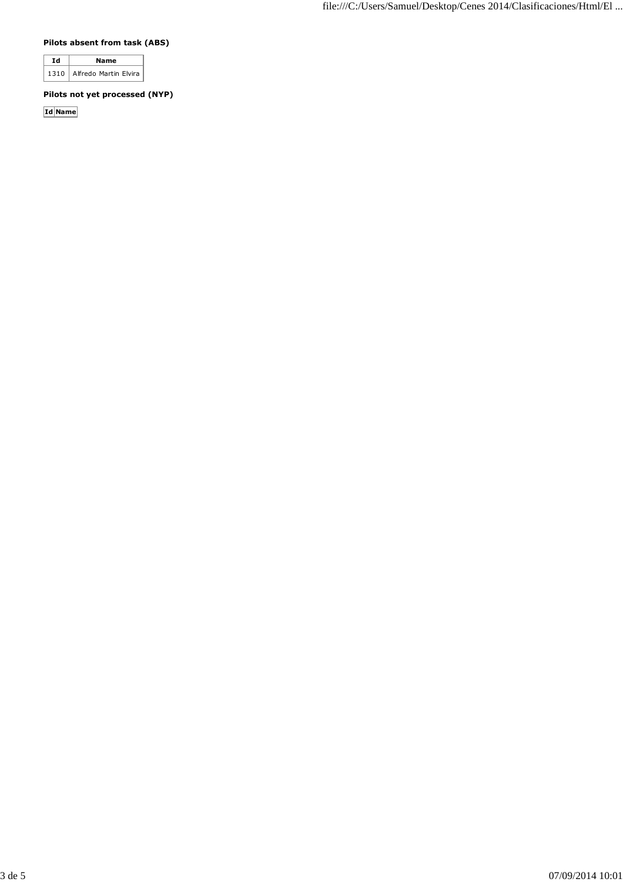### Pilots absent from task (ABS)

| Id | Name |
|---|---|
| 1310 | Alfredo Martin Elvira |

### Pilots not yet processed (NYP)

| Id | Name |
|---|---|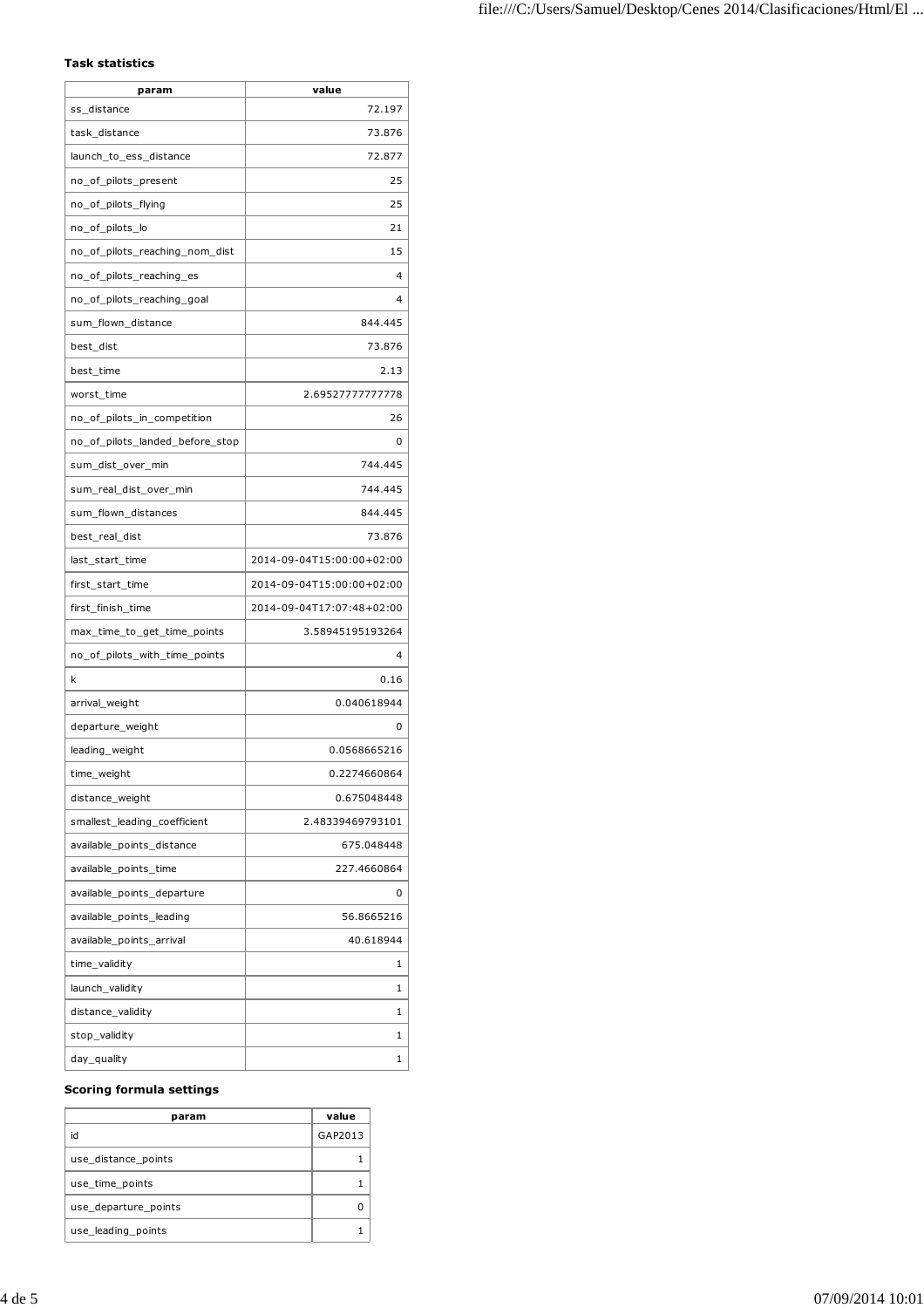### Task statistics

| param | value |
|---|---|
| ss_distance | 72.197 |
| task_distance | 73.876 |
| launch_to_ess_distance | 72.877 |
| no_of_pilots_present | 25 |
| no_of_pilots_flying | 25 |
| no_of_pilots_lo | 21 |
| no_of_pilots_reaching_nom_dist | 15 |
| no_of_pilots_reaching_es | 4 |
| no_of_pilots_reaching_goal | 4 |
| sum_flown_distance | 844.445 |
| best_dist | 73.876 |
| best_time | 2.13 |
| worst_time | 2.69527777777778 |
| no_of_pilots_in_competition | 26 |
| no_of_pilots_landed_before_stop | 0 |
| sum_dist_over_min | 744.445 |
| sum_real_dist_over_min | 744.445 |
| sum_flown_distances | 844.445 |
| best_real_dist | 73.876 |
| last_start_time | 2014-09-04T15:00:00+02:00 |
| first_start_time | 2014-09-04T15:00:00+02:00 |
| first_finish_time | 2014-09-04T17:07:48+02:00 |
| max_time_to_get_time_points | 3.58945195193264 |
| no_of_pilots_with_time_points | 4 |
| k | 0.16 |
| arrival_weight | 0.040618944 |
| departure_weight | 0 |
| leading_weight | 0.0568665216 |
| time_weight | 0.2274660864 |
| distance_weight | 0.675048448 |
| smallest_leading_coefficient | 2.48339469793101 |
| available_points_distance | 675.048448 |
| available_points_time | 227.4660864 |
| available_points_departure | 0 |
| available_points_leading | 56.8665216 |
| available_points_arrival | 40.618944 |
| time_validity | 1 |
| launch_validity | 1 |
| distance_validity | 1 |
| stop_validity | 1 |
| day_quality | 1 |

### Scoring formula settings

| param | value |
|---|---|
| id | GAP2013 |
| use_distance_points | 1 |
| use_time_points | 1 |
| use_departure_points | 0 |
| use_leading_points | 1 |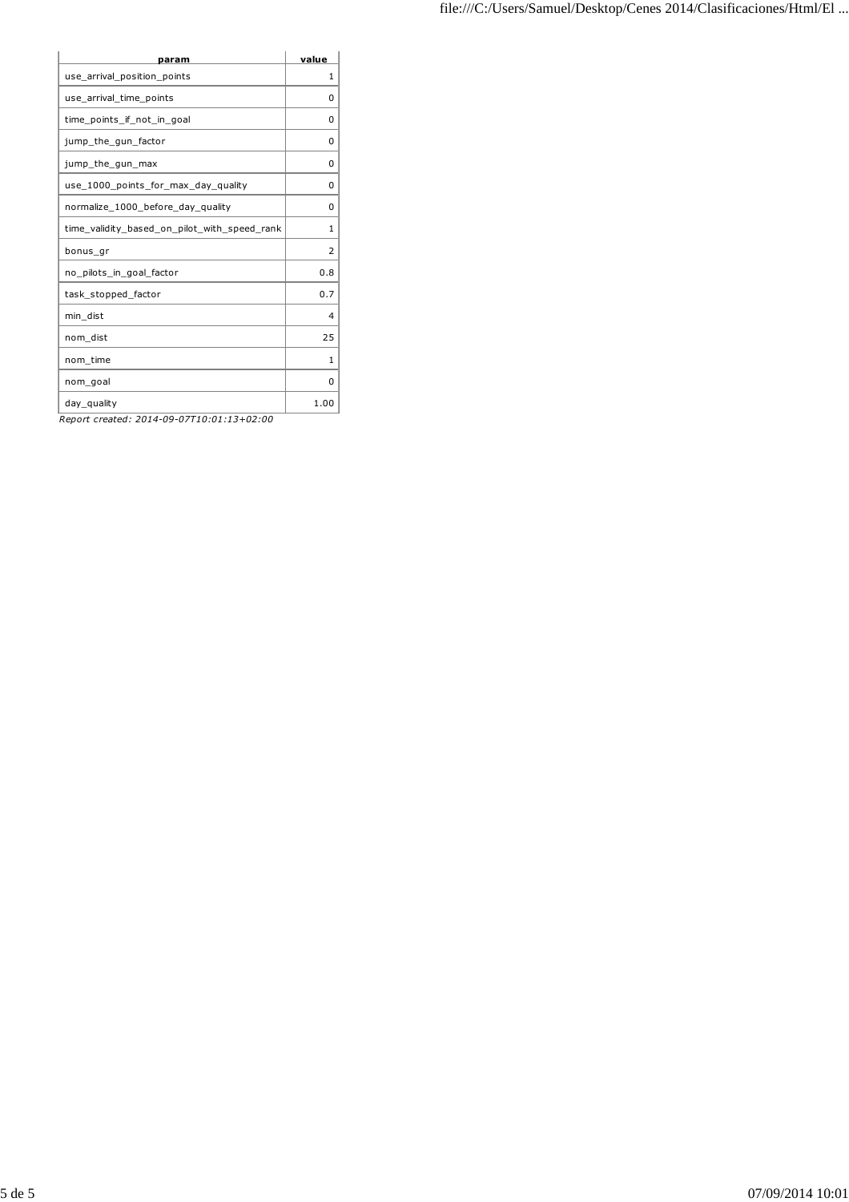| param | value |
|---|---|
| use_arrival_position_points | 1 |
| use_arrival_time_points | 0 |
| time_points_if_not_in_goal | 0 |
| jump_the_gun_factor | 0 |
| jump_the_gun_max | 0 |
| use_1000_points_for_max_day_quality | 0 |
| normalize_1000_before_day_quality | 0 |
| time_validity_based_on_pilot_with_speed_rank | 1 |
| bonus_gr | 2 |
| no_pilots_in_goal_factor | 0.8 |
| task_stopped_factor | 0.7 |
| min_dist | 4 |
| nom_dist | 25 |
| nom_time | 1 |
| nom_goal | 0 |
| day_quality | 1.00 |

*Report created: 2014-09-07T10:01:13+02:00*